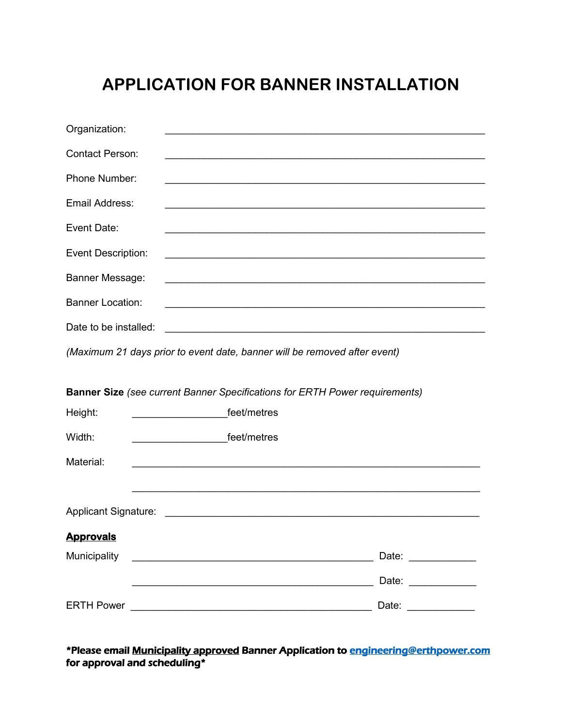# APPLICATION FOR BANNER INSTALLATION

Organization: ____________________________________________________________

Contact Person: ____________________________________________________________

Phone Number: ____________________________________________________________

Email Address: ____________________________________________________________

Event Date: ____________________________________________________________

Event Description: ____________________________________________________________

Banner Message: ____________________________________________________________

Banner Location: ____________________________________________________________

Date to be installed: ____________________________________________________________

*(Maximum 21 days prior to event date, banner will be removed after event)*

**Banner Size** *(see current Banner Specifications for ERTH Power requirements)*

Height: __________________feet/metres

Width: __________________feet/metres

Material: ____________________________________________________________

____________________________________________________________

Applicant Signature: ____________________________________________________________

**Approvals**

Municipality ____________________________________________ Date: ____________

____________________________________________ Date: ____________

ERTH Power ____________________________________________ Date: ____________

***Please email Municipality approved Banner Application to engineering@erthpower.com for approval and scheduling***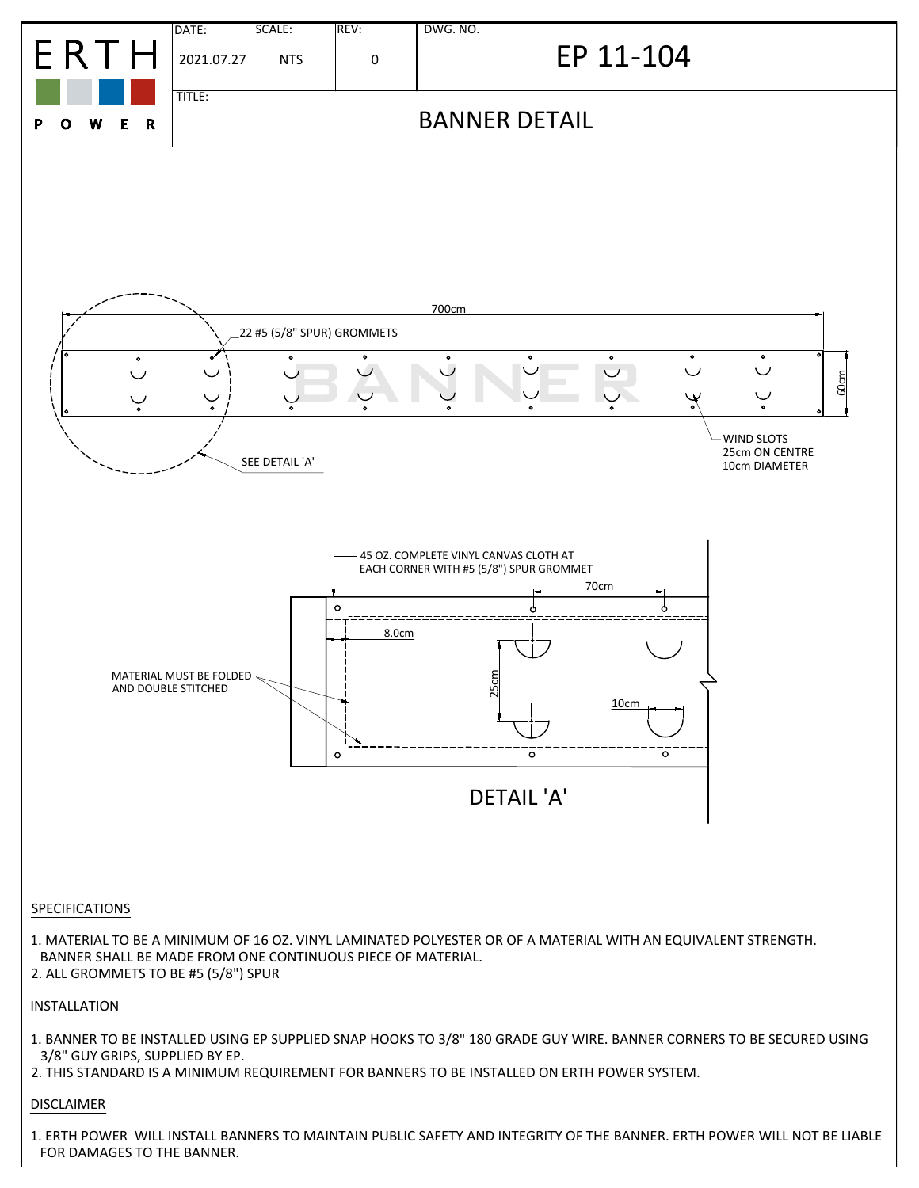| DATE: | SCALE: | REV: | DWG. NO. |
| --- | --- | --- | --- |
| 2021.07.27 | NTS | 0 | EP 11-104 |

TITLE: BANNER DETAIL

700cm

22 #5 (5/8" SPUR) GROMMETS

BANNER

60cm

WIND SLOTS
25cm ON CENTRE
10cm DIAMETER

SEE DETAIL 'A'

45 OZ. COMPLETE VINYL CANVAS CLOTH AT EACH CORNER WITH #5 (5/8") SPUR GROMMET

70cm

8.0cm

25cm

10cm

MATERIAL MUST BE FOLDED AND DOUBLE STITCHED

DETAIL 'A'

## SPECIFICATIONS

1. MATERIAL TO BE A MINIMUM OF 16 OZ. VINYL LAMINATED POLYESTER OR OF A MATERIAL WITH AN EQUIVALENT STRENGTH. BANNER SHALL BE MADE FROM ONE CONTINUOUS PIECE OF MATERIAL.
2. ALL GROMMETS TO BE #5 (5/8") SPUR

## INSTALLATION

1. BANNER TO BE INSTALLED USING EP SUPPLIED SNAP HOOKS TO 3/8" 180 GRADE GUY WIRE. BANNER CORNERS TO BE SECURED USING 3/8" GUY GRIPS, SUPPLIED BY EP.
2. THIS STANDARD IS A MINIMUM REQUIREMENT FOR BANNERS TO BE INSTALLED ON ERTH POWER SYSTEM.

## DISCLAIMER

1. ERTH POWER WILL INSTALL BANNERS TO MAINTAIN PUBLIC SAFETY AND INTEGRITY OF THE BANNER. ERTH POWER WILL NOT BE LIABLE FOR DAMAGES TO THE BANNER.